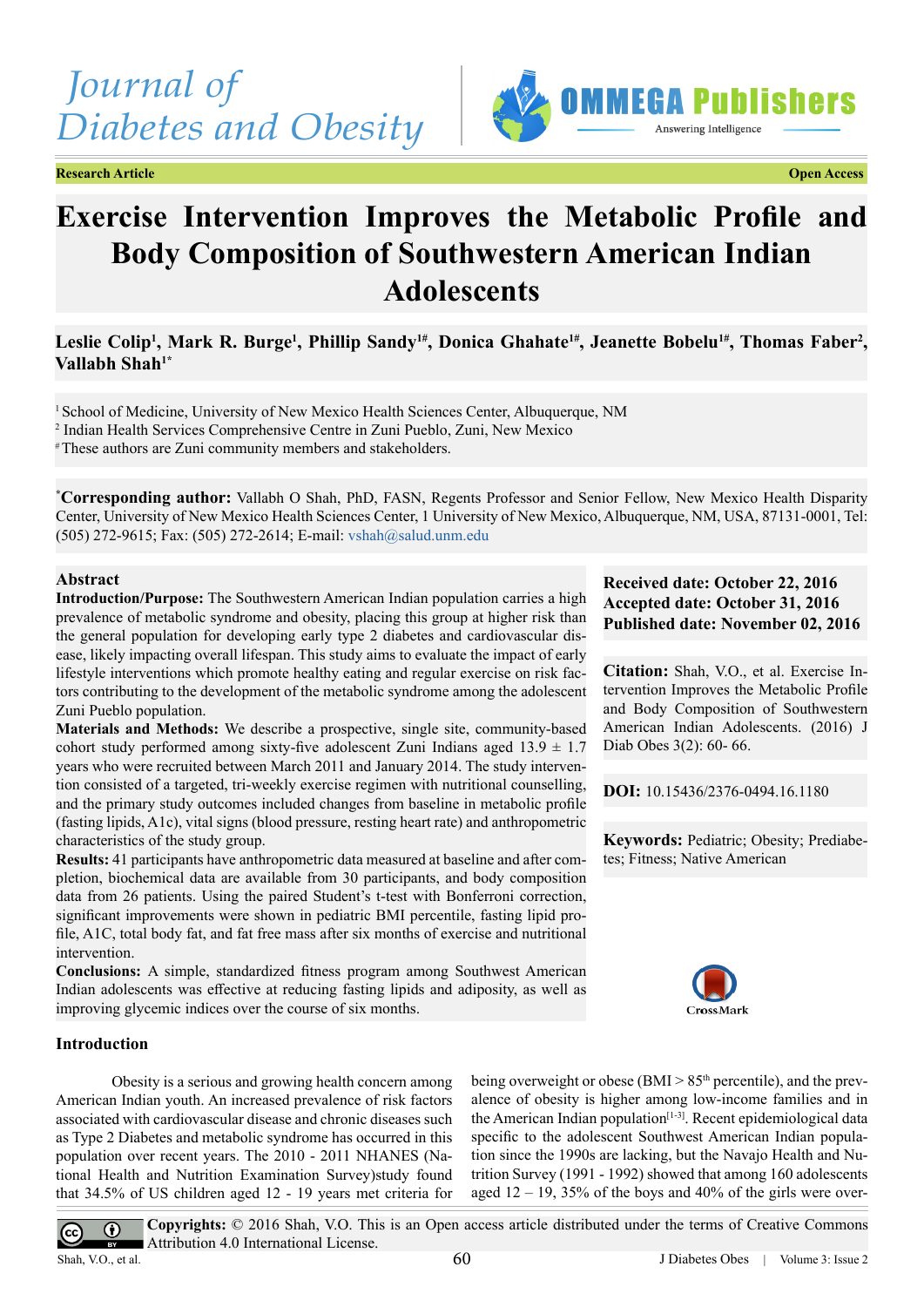Research Article | Open Access

# Exercise Intervention Improves the Metabolic Profile and Body Composition of Southwestern American Indian Adolescents

**Leslie Colip[1], Mark R. Burge[1], Phillip Sandy[1#], Donica Ghahate[1#], Jeanette Bobelu[1#], Thomas Faber[2], Vallabh Shah[1*]**

[1] School of Medicine, University of New Mexico Health Sciences Center, Albuquerque, NM
[2] Indian Health Services Comprehensive Centre in Zuni Pueblo, Zuni, New Mexico
[#] These authors are Zuni community members and stakeholders.

[*]**Corresponding author:** Vallabh O Shah, PhD, FASN, Regents Professor and Senior Fellow, New Mexico Health Disparity Center, University of New Mexico Health Sciences Center, 1 University of New Mexico, Albuquerque, NM, USA, 87131-0001, Tel: (505) 272-9615; Fax: (505) 272-2614; E-mail: vshah@salud.unm.edu

**Received date: October 22, 2016**
**Accepted date: October 31, 2016**
**Published date: November 02, 2016**

**Citation:** Shah, V.O., et al. Exercise Intervention Improves the Metabolic Profile and Body Composition of Southwestern American Indian Adolescents. (2016) J Diab Obes 3(2): 60- 66.

**DOI:** 10.15436/2376-0494.16.1180

**Keywords:** Pediatric; Obesity; Prediabetes; Fitness; Native American

## Abstract

**Introduction/Purpose:** The Southwestern American Indian population carries a high prevalence of metabolic syndrome and obesity, placing this group at higher risk than the general population for developing early type 2 diabetes and cardiovascular disease, likely impacting overall lifespan. This study aims to evaluate the impact of early lifestyle interventions which promote healthy eating and regular exercise on risk factors contributing to the development of the metabolic syndrome among the adolescent Zuni Pueblo population.

**Materials and Methods:** We describe a prospective, single site, community-based cohort study performed among sixty-five adolescent Zuni Indians aged 13.9 ± 1.7 years who were recruited between March 2011 and January 2014. The study intervention consisted of a targeted, tri-weekly exercise regimen with nutritional counselling, and the primary study outcomes included changes from baseline in metabolic profile (fasting lipids, A1c), vital signs (blood pressure, resting heart rate) and anthropometric characteristics of the study group.

**Results:** 41 participants have anthropometric data measured at baseline and after completion, biochemical data are available from 30 participants, and body composition data from 26 patients. Using the paired Student's t-test with Bonferroni correction, significant improvements were shown in pediatric BMI percentile, fasting lipid profile, A1C, total body fat, and fat free mass after six months of exercise and nutritional intervention.

**Conclusions:** A simple, standardized fitness program among Southwest American Indian adolescents was effective at reducing fasting lipids and adiposity, as well as improving glycemic indices over the course of six months.

## Introduction

Obesity is a serious and growing health concern among American Indian youth. An increased prevalence of risk factors associated with cardiovascular disease and chronic diseases such as Type 2 Diabetes and metabolic syndrome has occurred in this population over recent years. The 2010 - 2011 NHANES (National Health and Nutrition Examination Survey)study found that 34.5% of US children aged 12 - 19 years met criteria for being overweight or obese (BMI > 85[th] percentile), and the prevalence of obesity is higher among low-income families and in the American Indian population[1-3]. Recent epidemiological data specific to the adolescent Southwest American Indian population since the 1990s are lacking, but the Navajo Health and Nutrition Survey (1991 - 1992) showed that among 160 adolescents aged 12 – 19, 35% of the boys and 40% of the girls were over-

**Copyrights:** © 2016 Shah, V.O. This is an Open access article distributed under the terms of Creative Commons Attribution 4.0 International License.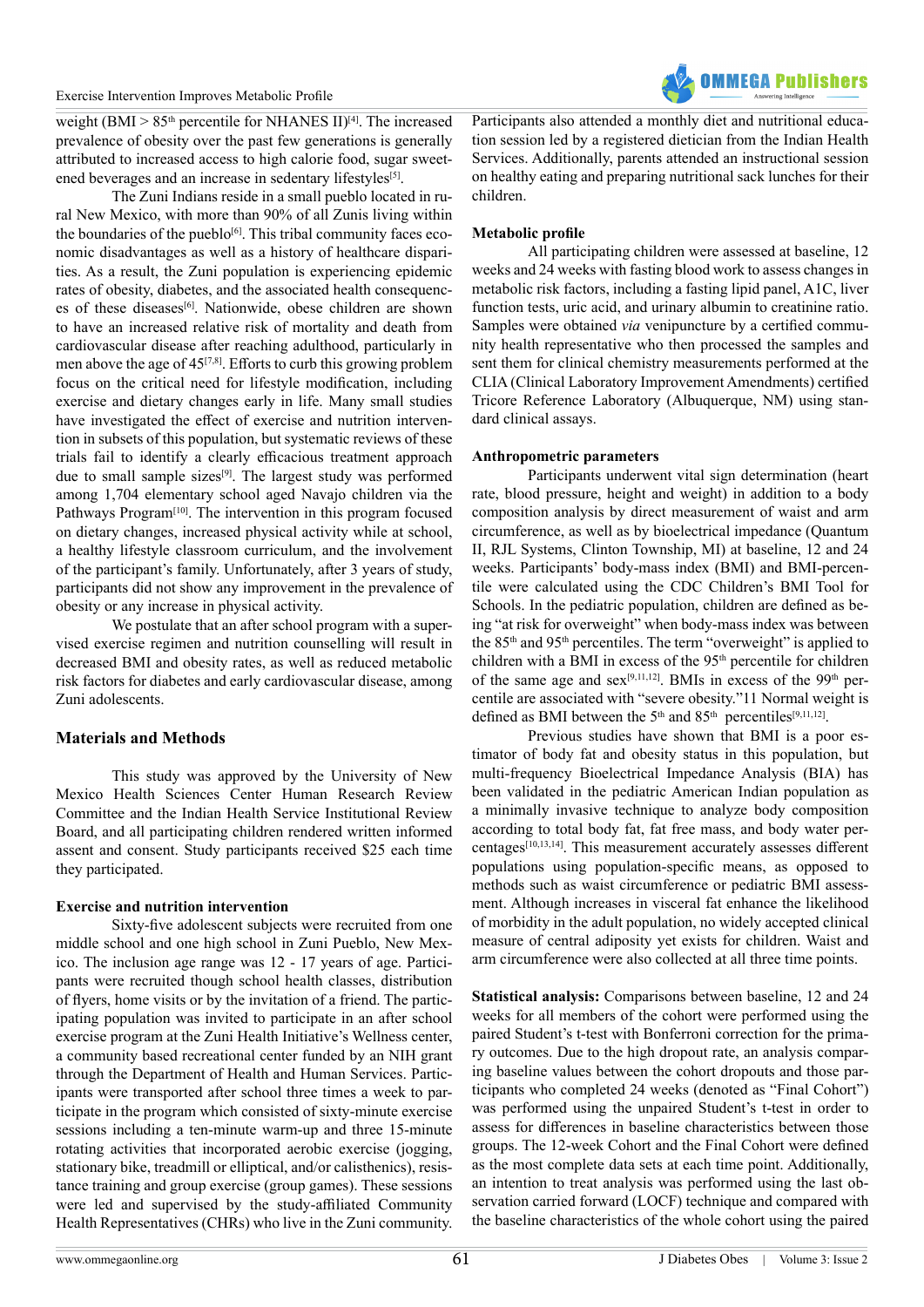weight (BMI > 85$^{th}$ percentile for NHANES II)[4]. The increased prevalence of obesity over the past few generations is generally attributed to increased access to high calorie food, sugar sweetened beverages and an increase in sedentary lifestyles[5].

The Zuni Indians reside in a small pueblo located in rural New Mexico, with more than 90% of all Zunis living within the boundaries of the pueblo[6]. This tribal community faces economic disadvantages as well as a history of healthcare disparities. As a result, the Zuni population is experiencing epidemic rates of obesity, diabetes, and the associated health consequences of these diseases[6]. Nationwide, obese children are shown to have an increased relative risk of mortality and death from cardiovascular disease after reaching adulthood, particularly in men above the age of 45[7,8]. Efforts to curb this growing problem focus on the critical need for lifestyle modification, including exercise and dietary changes early in life. Many small studies have investigated the effect of exercise and nutrition intervention in subsets of this population, but systematic reviews of these trials fail to identify a clearly efficacious treatment approach due to small sample sizes[9]. The largest study was performed among 1,704 elementary school aged Navajo children via the Pathways Program[10]. The intervention in this program focused on dietary changes, increased physical activity while at school, a healthy lifestyle classroom curriculum, and the involvement of the participant's family. Unfortunately, after 3 years of study, participants did not show any improvement in the prevalence of obesity or any increase in physical activity.

We postulate that an after school program with a supervised exercise regimen and nutrition counselling will result in decreased BMI and obesity rates, as well as reduced metabolic risk factors for diabetes and early cardiovascular disease, among Zuni adolescents.

## Materials and Methods

This study was approved by the University of New Mexico Health Sciences Center Human Research Review Committee and the Indian Health Service Institutional Review Board, and all participating children rendered written informed assent and consent. Study participants received $25 each time they participated.

### Exercise and nutrition intervention

Sixty-five adolescent subjects were recruited from one middle school and one high school in Zuni Pueblo, New Mexico. The inclusion age range was 12 - 17 years of age. Participants were recruited though school health classes, distribution of flyers, home visits or by the invitation of a friend. The participating population was invited to participate in an after school exercise program at the Zuni Health Initiative's Wellness center, a community based recreational center funded by an NIH grant through the Department of Health and Human Services. Participants were transported after school three times a week to participate in the program which consisted of sixty-minute exercise sessions including a ten-minute warm-up and three 15-minute rotating activities that incorporated aerobic exercise (jogging, stationary bike, treadmill or elliptical, and/or calisthenics), resistance training and group exercise (group games). These sessions were led and supervised by the study-affiliated Community Health Representatives (CHRs) who live in the Zuni community. Participants also attended a monthly diet and nutritional education session led by a registered dietician from the Indian Health Services. Additionally, parents attended an instructional session on healthy eating and preparing nutritional sack lunches for their children.

### Metabolic profile

All participating children were assessed at baseline, 12 weeks and 24 weeks with fasting blood work to assess changes in metabolic risk factors, including a fasting lipid panel, A1C, liver function tests, uric acid, and urinary albumin to creatinine ratio. Samples were obtained *via* venipuncture by a certified community health representative who then processed the samples and sent them for clinical chemistry measurements performed at the CLIA (Clinical Laboratory Improvement Amendments) certified Tricore Reference Laboratory (Albuquerque, NM) using standard clinical assays.

### Anthropometric parameters

Participants underwent vital sign determination (heart rate, blood pressure, height and weight) in addition to a body composition analysis by direct measurement of waist and arm circumference, as well as by bioelectrical impedance (Quantum II, RJL Systems, Clinton Township, MI) at baseline, 12 and 24 weeks. Participants' body-mass index (BMI) and BMI-percentile were calculated using the CDC Children's BMI Tool for Schools. In the pediatric population, children are defined as being "at risk for overweight" when body-mass index was between the 85$^{th}$ and 95$^{th}$ percentiles. The term "overweight" is applied to children with a BMI in excess of the 95$^{th}$ percentile for children of the same age and sex[9,11,12]. BMIs in excess of the 99$^{th}$ percentile are associated with "severe obesity."11 Normal weight is defined as BMI between the 5$^{th}$ and 85$^{th}$ percentiles[9,11,12].

Previous studies have shown that BMI is a poor estimator of body fat and obesity status in this population, but multi-frequency Bioelectrical Impedance Analysis (BIA) has been validated in the pediatric American Indian population as a minimally invasive technique to analyze body composition according to total body fat, fat free mass, and body water percentages[10,13,14]. This measurement accurately assesses different populations using population-specific means, as opposed to methods such as waist circumference or pediatric BMI assessment. Although increases in visceral fat enhance the likelihood of morbidity in the adult population, no widely accepted clinical measure of central adiposity yet exists for children. Waist and arm circumference were also collected at all three time points.

**Statistical analysis:** Comparisons between baseline, 12 and 24 weeks for all members of the cohort were performed using the paired Student's t-test with Bonferroni correction for the primary outcomes. Due to the high dropout rate, an analysis comparing baseline values between the cohort dropouts and those participants who completed 24 weeks (denoted as "Final Cohort") was performed using the unpaired Student's t-test in order to assess for differences in baseline characteristics between those groups. The 12-week Cohort and the Final Cohort were defined as the most complete data sets at each time point. Additionally, an intention to treat analysis was performed using the last observation carried forward (LOCF) technique and compared with the baseline characteristics of the whole cohort using the paired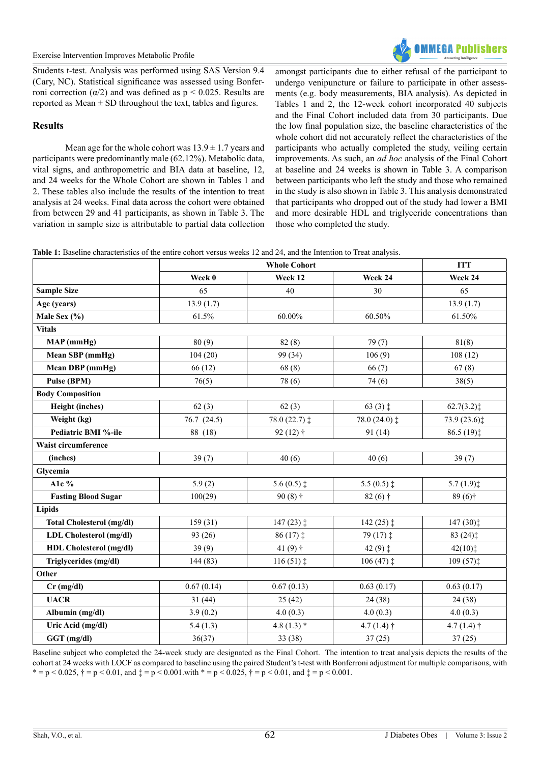Students t-test. Analysis was performed using SAS Version 9.4 (Cary, NC). Statistical significance was assessed using Bonferroni correction ($\alpha/2$) and was defined as $p < 0.025$. Results are reported as Mean ± SD throughout the text, tables and figures.

## Results

Mean age for the whole cohort was 13.9 ± 1.7 years and participants were predominantly male (62.12%). Metabolic data, vital signs, and anthropometric and BIA data at baseline, 12, and 24 weeks for the Whole Cohort are shown in Tables 1 and 2. These tables also include the results of the intention to treat analysis at 24 weeks. Final data across the cohort were obtained from between 29 and 41 participants, as shown in Table 3. The variation in sample size is attributable to partial data collection amongst participants due to either refusal of the participant to undergo venipuncture or failure to participate in other assessments (e.g. body measurements, BIA analysis). As depicted in Tables 1 and 2, the 12-week cohort incorporated 40 subjects and the Final Cohort included data from 30 participants. Due the low final population size, the baseline characteristics of the whole cohort did not accurately reflect the characteristics of the participants who actually completed the study, veiling certain improvements. As such, an *ad hoc* analysis of the Final Cohort at baseline and 24 weeks is shown in Table 3. A comparison between participants who left the study and those who remained in the study is also shown in Table 3. This analysis demonstrated that participants who dropped out of the study had lower a BMI and more desirable HDL and triglyceride concentrations than those who completed the study.

**Table 1:** Baseline characteristics of the entire cohort versus weeks 12 and 24, and the Intention to Treat analysis.

| | Whole Cohort | | | ITT |
|---|---|---|---|---|
| | Week 0 | Week 12 | Week 24 | Week 24 |
| **Sample Size** | 65 | 40 | 30 | 65 |
| **Age (years)** | 13.9 (1.7) | | | 13.9 (1.7) |
| **Male Sex (%)** | 61.5% | 60.00% | 60.50% | 61.50% |
| **Vitals** | | | | |
| **MAP (mmHg)** | 80 (9) | 82 (8) | 79 (7) | 81(8) |
| **Mean SBP (mmHg)** | 104 (20) | 99 (34) | 106 (9) | 108 (12) |
| **Mean DBP (mmHg)** | 66 (12) | 68 (8) | 66 (7) | 67 (8) |
| **Pulse (BPM)** | 76(5) | 78 (6) | 74 (6) | 38(5) |
| **Body Composition** | | | | |
| **Height (inches)** | 62 (3) | 62 (3) | 63 (3) ‡ | 62.7(3.2)‡ |
| **Weight (kg)** | 76.7 (24.5) | 78.0 (22.7) ‡ | 78.0 (24.0) ‡ | 73.9 (23.6)‡ |
| **Pediatric BMI %-ile** | 88 (18) | 92 (12) † | 91 (14) | 86.5 (19)‡ |
| **Waist circumference** | | | | |
| **(inches)** | 39 (7) | 40 (6) | 40 (6) | 39 (7) |
| **Glycemia** | | | | |
| **A1c %** | 5.9 (2) | 5.6 (0.5) ‡ | 5.5 (0.5) ‡ | 5.7 (1.9)‡ |
| **Fasting Blood Sugar** | 100(29) | 90 (8) † | 82 (6) † | 89 (6)† |
| **Lipids** | | | | |
| **Total Cholesterol (mg/dl)** | 159 (31) | 147 (23) ‡ | 142 (25) ‡ | 147 (30)‡ |
| **LDL Cholesterol (mg/dl)** | 93 (26) | 86 (17) ‡ | 79 (17) ‡ | 83 (24)‡ |
| **HDL Cholesterol (mg/dl)** | 39 (9) | 41 (9) † | 42 (9) ‡ | 42(10)‡ |
| **Triglycerides (mg/dl)** | 144 (83) | 116 (51) ‡ | 106 (47) ‡ | 109 (57)‡ |
| **Other** | | | | |
| **Cr (mg/dl)** | 0.67 (0.14) | 0.67 (0.13) | 0.63 (0.17) | 0.63 (0.17) |
| **UACR** | 31 (44) | 25 (42) | 24 (38) | 24 (38) |
| **Albumin (mg/dl)** | 3.9 (0.2) | 4.0 (0.3) | 4.0 (0.3) | 4.0 (0.3) |
| **Uric Acid (mg/dl)** | 5.4 (1.3) | 4.8 (1.3) * | 4.7 (1.4) † | 4.7 (1.4) † |
| **GGT (mg/dl)** | 36(37) | 33 (38) | 37 (25) | 37 (25) |

Baseline subject who completed the 24-week study are designated as the Final Cohort. The intention to treat analysis depicts the results of the cohort at 24 weeks with LOCF as compared to baseline using the paired Student's t-test with Bonferroni adjustment for multiple comparisons, with * = $p < 0.025$, † = $p < 0.01$, and ‡ = $p < 0.001$.with * = $p < 0.025$, † = $p < 0.01$, and ‡ = $p < 0.001$.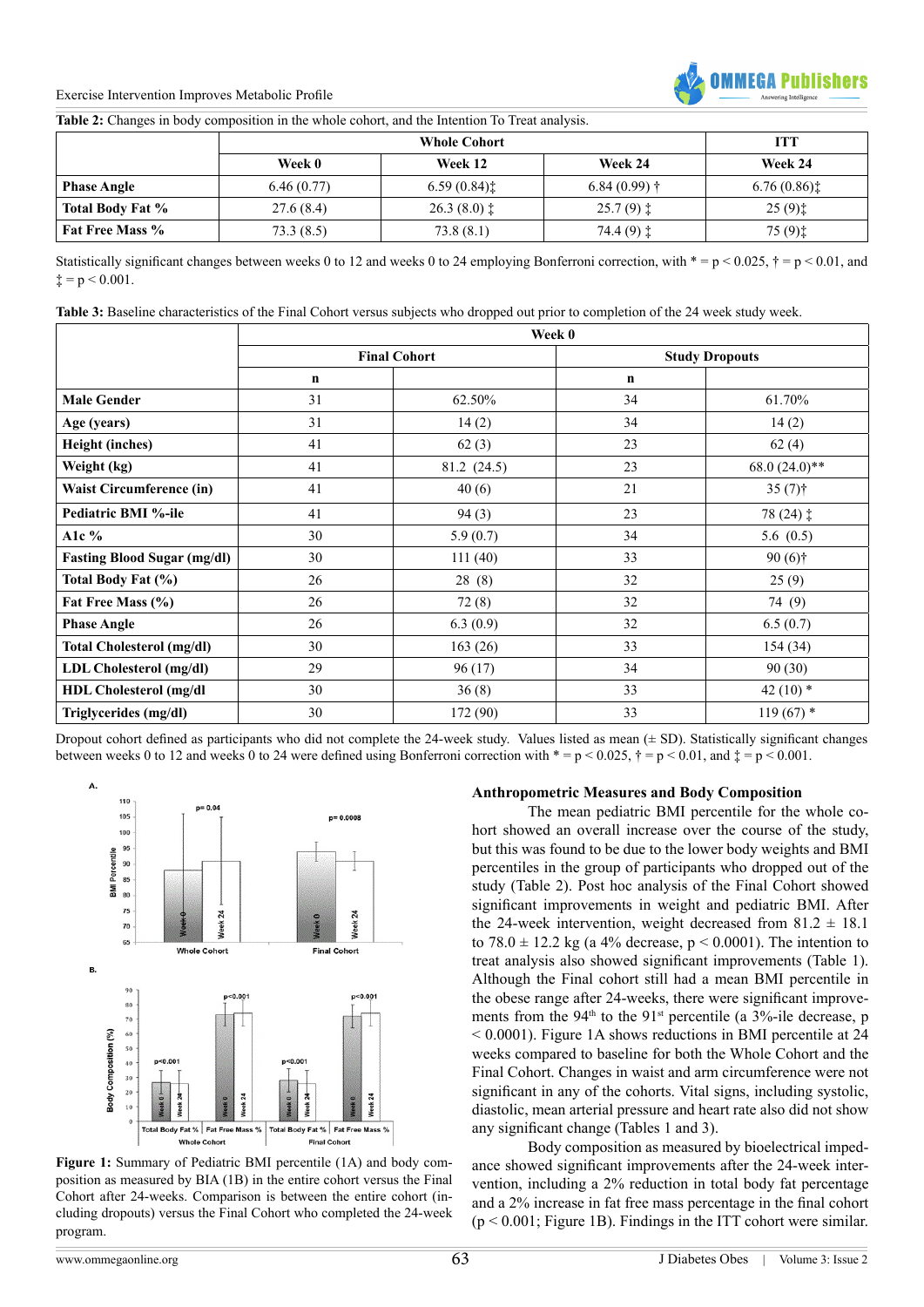**Table 2:** Changes in body composition in the whole cohort, and the Intention To Treat analysis.

| | Whole Cohort | | | ITT |
|---|---|---|---|---|
| | Week 0 | Week 12 | Week 24 | Week 24 |
| **Phase Angle** | 6.46 (0.77) | 6.59 (0.84)‡ | 6.84 (0.99) † | 6.76 (0.86)‡ |
| **Total Body Fat %** | 27.6 (8.4) | 26.3 (8.0) ‡ | 25.7 (9) ‡ | 25 (9)‡ |
| **Fat Free Mass %** | 73.3 (8.5) | 73.8 (8.1) | 74.4 (9) ‡ | 75 (9)‡ |

Statistically significant changes between weeks 0 to 12 and weeks 0 to 24 employing Bonferroni correction, with * = $p < 0.025$, † = $p < 0.01$, and ‡ = $p < 0.001$.

**Table 3:** Baseline characteristics of the Final Cohort versus subjects who dropped out prior to completion of the 24 week study week.

| | Week 0 | | | |
|---|---|---|---|---|
| | Final Cohort | | Study Dropouts | |
| | n | | n | |
| **Male Gender** | 31 | 62.50% | 34 | 61.70% |
| **Age (years)** | 31 | 14 (2) | 34 | 14 (2) |
| **Height (inches)** | 41 | 62 (3) | 23 | 62 (4) |
| **Weight (kg)** | 41 | 81.2 (24.5) | 23 | 68.0 (24.0)** |
| **Waist Circumference (in)** | 41 | 40 (6) | 21 | 35 (7)† |
| **Pediatric BMI %-ile** | 41 | 94 (3) | 23 | 78 (24) ‡ |
| **A1c %** | 30 | 5.9 (0.7) | 34 | 5.6 (0.5) |
| **Fasting Blood Sugar (mg/dl)** | 30 | 111 (40) | 33 | 90 (6)† |
| **Total Body Fat (%)** | 26 | 28 (8) | 32 | 25 (9) |
| **Fat Free Mass (%)** | 26 | 72 (8) | 32 | 74 (9) |
| **Phase Angle** | 26 | 6.3 (0.9) | 32 | 6.5 (0.7) |
| **Total Cholesterol (mg/dl)** | 30 | 163 (26) | 33 | 154 (34) |
| **LDL Cholesterol (mg/dl)** | 29 | 96 (17) | 34 | 90 (30) |
| **HDL Cholesterol (mg/dl** | 30 | 36 (8) | 33 | 42 (10) * |
| **Triglycerides (mg/dl)** | 30 | 172 (90) | 33 | 119 (67) * |

Dropout cohort defined as participants who did not complete the 24-week study. Values listed as mean (± SD). Statistically significant changes between weeks 0 to 12 and weeks 0 to 24 were defined using Bonferroni correction with * = $p < 0.025$, † = $p < 0.01$, and ‡ = $p < 0.001$.

**Figure 1:** Summary of Pediatric BMI percentile (1A) and body composition as measured by BIA (1B) in the entire cohort versus the Final Cohort after 24-weeks. Comparison is between the entire cohort (including dropouts) versus the Final Cohort who completed the 24-week program.

### Anthropometric Measures and Body Composition

The mean pediatric BMI percentile for the whole cohort showed an overall increase over the course of the study, but this was found to be due to the lower body weights and BMI percentiles in the group of participants who dropped out of the study (Table 2). Post hoc analysis of the Final Cohort showed significant improvements in weight and pediatric BMI. After the 24-week intervention, weight decreased from 81.2 ± 18.1 to 78.0 ± 12.2 kg (a 4% decrease, $p < 0.0001$). The intention to treat analysis also showed significant improvements (Table 1). Although the Final cohort still had a mean BMI percentile in the obese range after 24-weeks, there were significant improvements from the 94th to the 91st percentile (a 3%-ile decrease, $p < 0.0001$). Figure 1A shows reductions in BMI percentile at 24 weeks compared to baseline for both the Whole Cohort and the Final Cohort. Changes in waist and arm circumference were not significant in any of the cohorts. Vital signs, including systolic, diastolic, mean arterial pressure and heart rate also did not show any significant change (Tables 1 and 3).

Body composition as measured by bioelectrical impedance showed significant improvements after the 24-week intervention, including a 2% reduction in total body fat percentage and a 2% increase in fat free mass percentage in the final cohort ($p < 0.001$; Figure 1B). Findings in the ITT cohort were similar.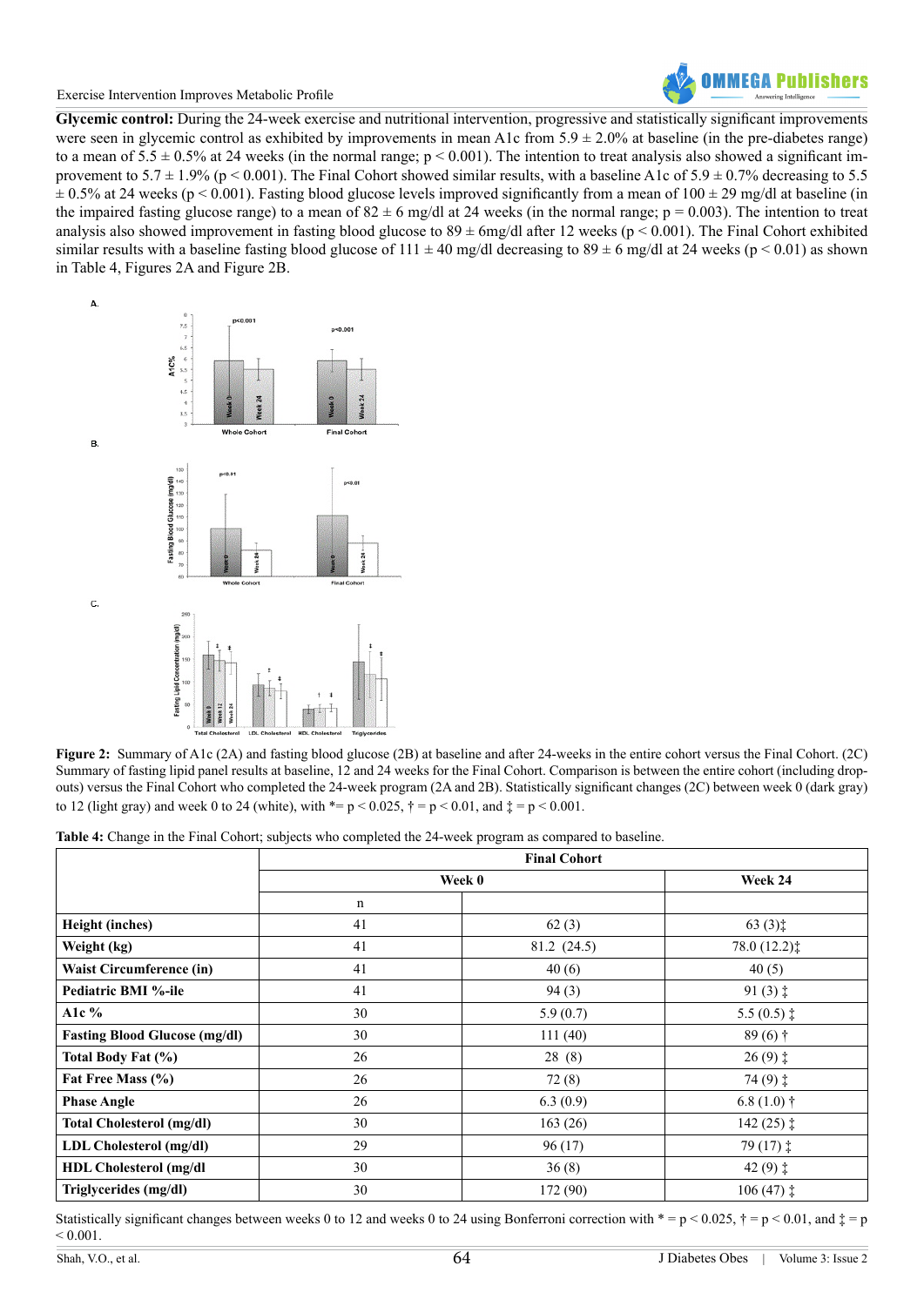**Glycemic control:** During the 24-week exercise and nutritional intervention, progressive and statistically significant improvements were seen in glycemic control as exhibited by improvements in mean A1c from 5.9 ± 2.0% at baseline (in the pre-diabetes range) to a mean of 5.5 ± 0.5% at 24 weeks (in the normal range; $p < 0.001$). The intention to treat analysis also showed a significant improvement to 5.7 ± 1.9% ($p < 0.001$). The Final Cohort showed similar results, with a baseline A1c of 5.9 ± 0.7% decreasing to 5.5 ± 0.5% at 24 weeks ($p < 0.001$). Fasting blood glucose levels improved significantly from a mean of 100 ± 29 mg/dl at baseline (in the impaired fasting glucose range) to a mean of 82 ± 6 mg/dl at 24 weeks (in the normal range; $p = 0.003$). The intention to treat analysis also showed improvement in fasting blood glucose to 89 ± 6mg/dl after 12 weeks ($p < 0.001$). The Final Cohort exhibited similar results with a baseline fasting blood glucose of 111 ± 40 mg/dl decreasing to 89 ± 6 mg/dl at 24 weeks ($p < 0.01$) as shown in Table 4, Figures 2A and Figure 2B.

**Figure 2:** Summary of A1c (2A) and fasting blood glucose (2B) at baseline and after 24-weeks in the entire cohort versus the Final Cohort. (2C) Summary of fasting lipid panel results at baseline, 12 and 24 weeks for the Final Cohort. Comparison is between the entire cohort (including drop-outs) versus the Final Cohort who completed the 24-week program (2A and 2B). Statistically significant changes (2C) between week 0 (dark gray) to 12 (light gray) and week 0 to 24 (white), with *= $p < 0.025$, † = $p < 0.01$, and ‡ = $p < 0.001$.

**Table 4:** Change in the Final Cohort; subjects who completed the 24-week program as compared to baseline.

| | Final Cohort | | |
|---|---|---|---|
| | Week 0 | | Week 24 |
| | n | | |
| **Height (inches)** | 41 | 62 (3) | 63 (3)‡ |
| **Weight (kg)** | 41 | 81.2 (24.5) | 78.0 (12.2)‡ |
| **Waist Circumference (in)** | 41 | 40 (6) | 40 (5) |
| **Pediatric BMI %-ile** | 41 | 94 (3) | 91 (3) ‡ |
| **A1c %** | 30 | 5.9 (0.7) | 5.5 (0.5) ‡ |
| **Fasting Blood Glucose (mg/dl)** | 30 | 111 (40) | 89 (6) † |
| **Total Body Fat (%)** | 26 | 28 (8) | 26 (9) ‡ |
| **Fat Free Mass (%)** | 26 | 72 (8) | 74 (9) ‡ |
| **Phase Angle** | 26 | 6.3 (0.9) | 6.8 (1.0) † |
| **Total Cholesterol (mg/dl)** | 30 | 163 (26) | 142 (25) ‡ |
| **LDL Cholesterol (mg/dl)** | 29 | 96 (17) | 79 (17) ‡ |
| **HDL Cholesterol (mg/dl** | 30 | 36 (8) | 42 (9) ‡ |
| **Triglycerides (mg/dl)** | 30 | 172 (90) | 106 (47) ‡ |

Statistically significant changes between weeks 0 to 12 and weeks 0 to 24 using Bonferroni correction with * = $p < 0.025$, † = $p < 0.01$, and ‡ = $p < 0.001$.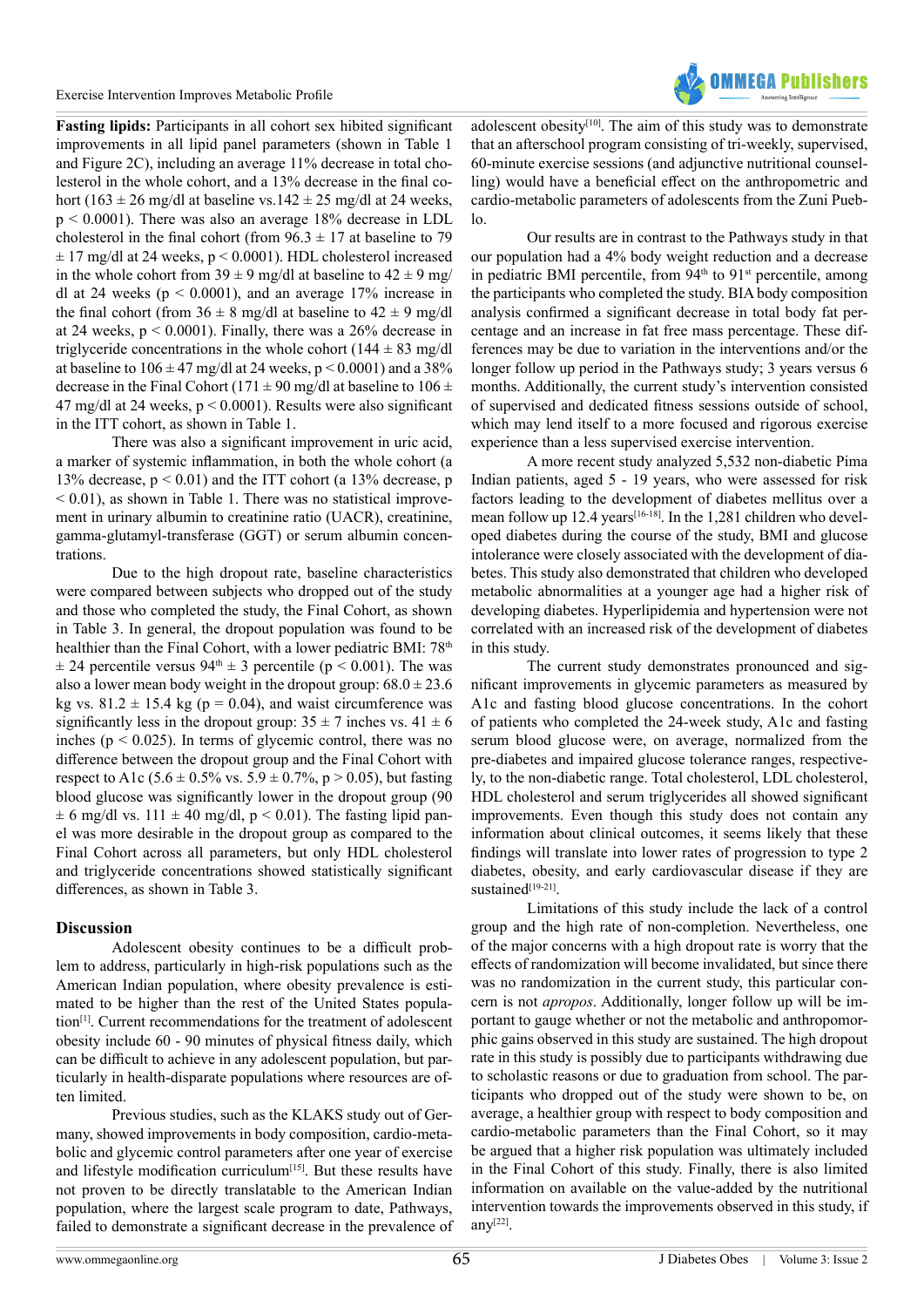**Fasting lipids:** Participants in all cohort sex hibited significant improvements in all lipid panel parameters (shown in Table 1 and Figure 2C), including an average 11% decrease in total cholesterol in the whole cohort, and a 13% decrease in the final cohort (163 ± 26 mg/dl at baseline vs.142 ± 25 mg/dl at 24 weeks, p < 0.0001). There was also an average 18% decrease in LDL cholesterol in the final cohort (from 96.3 ± 17 at baseline to 79 ± 17 mg/dl at 24 weeks, p < 0.0001). HDL cholesterol increased in the whole cohort from 39 ± 9 mg/dl at baseline to 42 ± 9 mg/dl at 24 weeks (p < 0.0001), and an average 17% increase in the final cohort (from 36 ± 8 mg/dl at baseline to 42 ± 9 mg/dl at 24 weeks, p < 0.0001). Finally, there was a 26% decrease in triglyceride concentrations in the whole cohort (144 ± 83 mg/dl at baseline to 106 ± 47 mg/dl at 24 weeks, p < 0.0001) and a 38% decrease in the Final Cohort (171 ± 90 mg/dl at baseline to 106 ± 47 mg/dl at 24 weeks, p < 0.0001). Results were also significant in the ITT cohort, as shown in Table 1.

There was also a significant improvement in uric acid, a marker of systemic inflammation, in both the whole cohort (a 13% decrease, p < 0.01) and the ITT cohort (a 13% decrease, p < 0.01), as shown in Table 1. There was no statistical improvement in urinary albumin to creatinine ratio (UACR), creatinine, gamma-glutamyl-transferase (GGT) or serum albumin concentrations.

Due to the high dropout rate, baseline characteristics were compared between subjects who dropped out of the study and those who completed the study, the Final Cohort, as shown in Table 3. In general, the dropout population was found to be healthier than the Final Cohort, with a lower pediatric BMI: 78th ± 24 percentile versus 94th ± 3 percentile (p < 0.001). The was also a lower mean body weight in the dropout group: 68.0 ± 23.6 kg vs. 81.2 ± 15.4 kg (p = 0.04), and waist circumference was significantly less in the dropout group: 35 ± 7 inches vs. 41 ± 6 inches (p < 0.025). In terms of glycemic control, there was no difference between the dropout group and the Final Cohort with respect to A1c (5.6 ± 0.5% vs. 5.9 ± 0.7%, p > 0.05), but fasting blood glucose was significantly lower in the dropout group (90 ± 6 mg/dl vs. 111 ± 40 mg/dl, p < 0.01). The fasting lipid panel was more desirable in the dropout group as compared to the Final Cohort across all parameters, but only HDL cholesterol and triglyceride concentrations showed statistically significant differences, as shown in Table 3.

## Discussion

Adolescent obesity continues to be a difficult problem to address, particularly in high-risk populations such as the American Indian population, where obesity prevalence is estimated to be higher than the rest of the United States population[1]. Current recommendations for the treatment of adolescent obesity include 60 - 90 minutes of physical fitness daily, which can be difficult to achieve in any adolescent population, but particularly in health-disparate populations where resources are often limited.

Previous studies, such as the KLAKS study out of Germany, showed improvements in body composition, cardio-metabolic and glycemic control parameters after one year of exercise and lifestyle modification curriculum[15]. But these results have not proven to be directly translatable to the American Indian population, where the largest scale program to date, Pathways, failed to demonstrate a significant decrease in the prevalence of adolescent obesity[10]. The aim of this study was to demonstrate that an afterschool program consisting of tri-weekly, supervised, 60-minute exercise sessions (and adjunctive nutritional counselling) would have a beneficial effect on the anthropometric and cardio-metabolic parameters of adolescents from the Zuni Pueblo.

Our results are in contrast to the Pathways study in that our population had a 4% body weight reduction and a decrease in pediatric BMI percentile, from 94th to 91st percentile, among the participants who completed the study. BIA body composition analysis confirmed a significant decrease in total body fat percentage and an increase in fat free mass percentage. These differences may be due to variation in the interventions and/or the longer follow up period in the Pathways study; 3 years versus 6 months. Additionally, the current study's intervention consisted of supervised and dedicated fitness sessions outside of school, which may lend itself to a more focused and rigorous exercise experience than a less supervised exercise intervention.

A more recent study analyzed 5,532 non-diabetic Pima Indian patients, aged 5 - 19 years, who were assessed for risk factors leading to the development of diabetes mellitus over a mean follow up 12.4 years[16-18]. In the 1,281 children who developed diabetes during the course of the study, BMI and glucose intolerance were closely associated with the development of diabetes. This study also demonstrated that children who developed metabolic abnormalities at a younger age had a higher risk of developing diabetes. Hyperlipidemia and hypertension were not correlated with an increased risk of the development of diabetes in this study.

The current study demonstrates pronounced and significant improvements in glycemic parameters as measured by A1c and fasting blood glucose concentrations. In the cohort of patients who completed the 24-week study, A1c and fasting serum blood glucose were, on average, normalized from the pre-diabetes and impaired glucose tolerance ranges, respectively, to the non-diabetic range. Total cholesterol, LDL cholesterol, HDL cholesterol and serum triglycerides all showed significant improvements. Even though this study does not contain any information about clinical outcomes, it seems likely that these findings will translate into lower rates of progression to type 2 diabetes, obesity, and early cardiovascular disease if they are sustained[19-21].

Limitations of this study include the lack of a control group and the high rate of non-completion. Nevertheless, one of the major concerns with a high dropout rate is worry that the effects of randomization will become invalidated, but since there was no randomization in the current study, this particular concern is not *apropos*. Additionally, longer follow up will be important to gauge whether or not the metabolic and anthropomorphic gains observed in this study are sustained. The high dropout rate in this study is possibly due to participants withdrawing due to scholastic reasons or due to graduation from school. The participants who dropped out of the study were shown to be, on average, a healthier group with respect to body composition and cardio-metabolic parameters than the Final Cohort, so it may be argued that a higher risk population was ultimately included in the Final Cohort of this study. Finally, there is also limited information on available on the value-added by the nutritional intervention towards the improvements observed in this study, if any[22].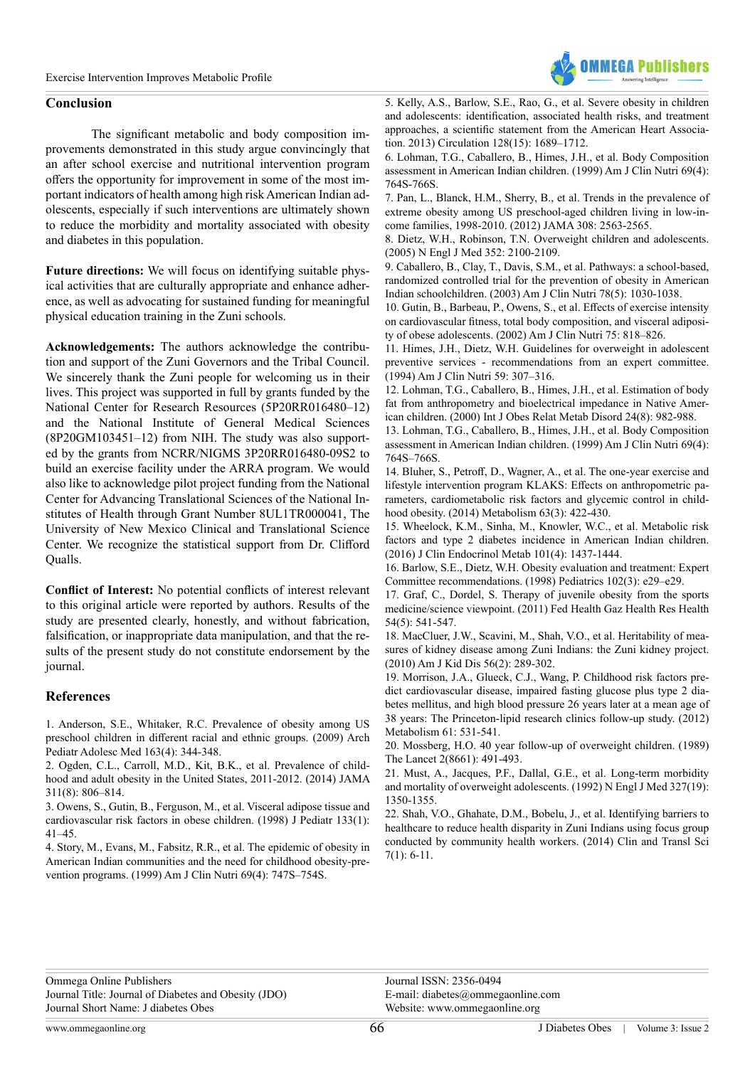## Conclusion

The significant metabolic and body composition improvements demonstrated in this study argue convincingly that an after school exercise and nutritional intervention program offers the opportunity for improvement in some of the most important indicators of health among high risk American Indian adolescents, especially if such interventions are ultimately shown to reduce the morbidity and mortality associated with obesity and diabetes in this population.

**Future directions:** We will focus on identifying suitable physical activities that are culturally appropriate and enhance adherence, as well as advocating for sustained funding for meaningful physical education training in the Zuni schools.

**Acknowledgements:** The authors acknowledge the contribution and support of the Zuni Governors and the Tribal Council. We sincerely thank the Zuni people for welcoming us in their lives. This project was supported in full by grants funded by the National Center for Research Resources (5P20RR016480–12) and the National Institute of General Medical Sciences (8P20GM103451–12) from NIH. The study was also supported by the grants from NCRR/NIGMS 3P20RR016480-09S2 to build an exercise facility under the ARRA program. We would also like to acknowledge pilot project funding from the National Center for Advancing Translational Sciences of the National Institutes of Health through Grant Number 8UL1TR000041, The University of New Mexico Clinical and Translational Science Center. We recognize the statistical support from Dr. Clifford Qualls.

**Conflict of Interest:** No potential conflicts of interest relevant to this original article were reported by authors. Results of the study are presented clearly, honestly, and without fabrication, falsification, or inappropriate data manipulation, and that the results of the present study do not constitute endorsement by the journal.

## References

1. Anderson, S.E., Whitaker, R.C. Prevalence of obesity among US preschool children in different racial and ethnic groups. (2009) Arch Pediatr Adolesc Med 163(4): 344-348.
2. Ogden, C.L., Carroll, M.D., Kit, B.K., et al. Prevalence of childhood and adult obesity in the United States, 2011-2012. (2014) JAMA 311(8): 806–814.
3. Owens, S., Gutin, B., Ferguson, M., et al. Visceral adipose tissue and cardiovascular risk factors in obese children. (1998) J Pediatr 133(1): 41–45.
4. Story, M., Evans, M., Fabsitz, R.R., et al. The epidemic of obesity in American Indian communities and the need for childhood obesity-prevention programs. (1999) Am J Clin Nutri 69(4): 747S–754S.
5. Kelly, A.S., Barlow, S.E., Rao, G., et al. Severe obesity in children and adolescents: identification, associated health risks, and treatment approaches, a scientific statement from the American Heart Association. 2013) Circulation 128(15): 1689–1712.
6. Lohman, T.G., Caballero, B., Himes, J.H., et al. Body Composition assessment in American Indian children. (1999) Am J Clin Nutri 69(4): 764S-766S.
7. Pan, L., Blanck, H.M., Sherry, B., et al. Trends in the prevalence of extreme obesity among US preschool-aged children living in low-income families, 1998-2010. (2012) JAMA 308: 2563-2565.
8. Dietz, W.H., Robinson, T.N. Overweight children and adolescents. (2005) N Engl J Med 352: 2100-2109.
9. Caballero, B., Clay, T., Davis, S.M., et al. Pathways: a school-based, randomized controlled trial for the prevention of obesity in American Indian schoolchildren. (2003) Am J Clin Nutri 78(5): 1030-1038.
10. Gutin, B., Barbeau, P., Owens, S., et al. Effects of exercise intensity on cardiovascular fitness, total body composition, and visceral adiposity of obese adolescents. (2002) Am J Clin Nutri 75: 818–826.
11. Himes, J.H., Dietz, W.H. Guidelines for overweight in adolescent preventive services - recommendations from an expert committee. (1994) Am J Clin Nutri 59: 307–316.
12. Lohman, T.G., Caballero, B., Himes, J.H., et al. Estimation of body fat from anthropometry and bioelectrical impedance in Native American children. (2000) Int J Obes Relat Metab Disord 24(8): 982-988.
13. Lohman, T.G., Caballero, B., Himes, J.H., et al. Body Composition assessment in American Indian children. (1999) Am J Clin Nutri 69(4): 764S–766S.
14. Bluher, S., Petroff, D., Wagner, A., et al. The one-year exercise and lifestyle intervention program KLAKS: Effects on anthropometric parameters, cardiometabolic risk factors and glycemic control in childhood obesity. (2014) Metabolism 63(3): 422-430.
15. Wheelock, K.M., Sinha, M., Knowler, W.C., et al. Metabolic risk factors and type 2 diabetes incidence in American Indian children. (2016) J Clin Endocrinol Metab 101(4): 1437-1444.
16. Barlow, S.E., Dietz, W.H. Obesity evaluation and treatment: Expert Committee recommendations. (1998) Pediatrics 102(3): e29–e29.
17. Graf, C., Dordel, S. Therapy of juvenile obesity from the sports medicine/science viewpoint. (2011) Fed Health Gaz Health Res Health 54(5): 541-547.
18. MacCluer, J.W., Scavini, M., Shah, V.O., et al. Heritability of measures of kidney disease among Zuni Indians: the Zuni kidney project. (2010) Am J Kid Dis 56(2): 289-302.
19. Morrison, J.A., Glueck, C.J., Wang, P. Childhood risk factors predict cardiovascular disease, impaired fasting glucose plus type 2 diabetes mellitus, and high blood pressure 26 years later at a mean age of 38 years: The Princeton-lipid research clinics follow-up study. (2012) Metabolism 61: 531-541.
20. Mossberg, H.O. 40 year follow-up of overweight children. (1989) The Lancet 2(8661): 491-493.
21. Must, A., Jacques, P.F., Dallal, G.E., et al. Long-term morbidity and mortality of overweight adolescents. (1992) N Engl J Med 327(19): 1350-1355.
22. Shah, V.O., Ghahate, D.M., Bobelu, J., et al. Identifying barriers to healthcare to reduce health disparity in Zuni Indians using focus group conducted by community health workers. (2014) Clin and Transl Sci 7(1): 6-11.